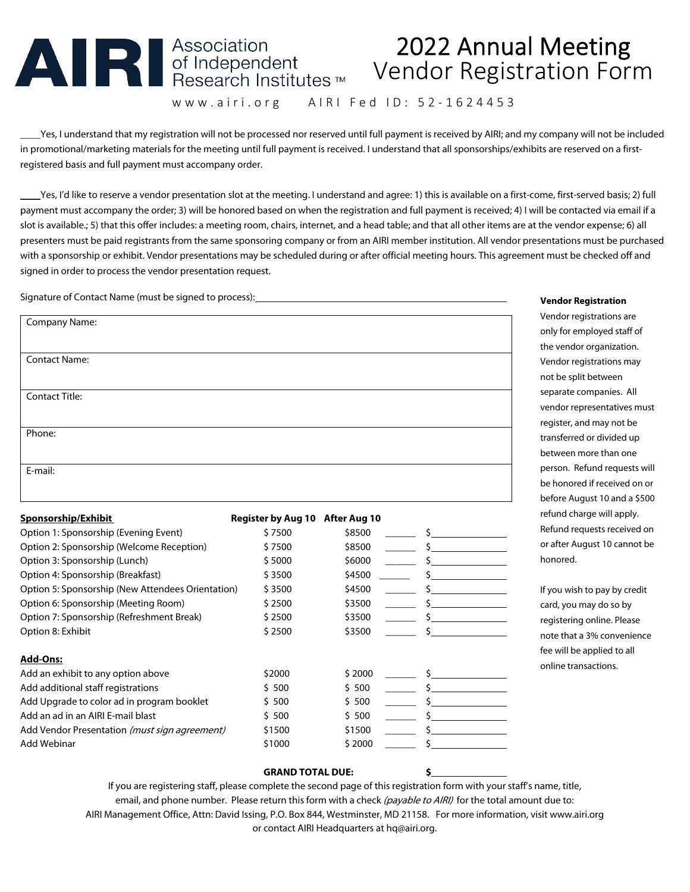# AIRI Association of Independent Research Institutes ™

# 2022 Annual Meeting Vendor Registration Form

www.airi.org AIRI Fed ID: 52-1624453

____Yes, I understand that my registration will not be processed nor reserved until full payment is received by AIRI; and my company will not be included in promotional/marketing materials for the meeting until full payment is received. I understand that all sponsorships/exhibits are reserved on a first-registered basis and full payment must accompany order.

____Yes, I'd like to reserve a vendor presentation slot at the meeting. I understand and agree: 1) this is available on a first-come, first-served basis; 2) full payment must accompany the order; 3) will be honored based on when the registration and full payment is received; 4) I will be contacted via email if a slot is available.; 5) that this offer includes: a meeting room, chairs, internet, and a head table; and that all other items are at the vendor expense; 6) all presenters must be paid registrants from the same sponsoring company or from an AIRI member institution. All vendor presentations must be purchased with a sponsorship or exhibit. Vendor presentations may be scheduled during or after official meeting hours. This agreement must be checked off and signed in order to process the vendor presentation request.

Signature of Contact Name (must be signed to process): ______________________________

| |
|---|
| Company Name: |
| Contact Name: |
| Contact Title: |
| Phone: |
| E-mail: |

**Vendor Registration**

Vendor registrations are only for employed staff of the vendor organization. Vendor registrations may not be split between separate companies. All vendor representatives must register, and may not be transferred or divided up between more than one person. Refund requests will be honored if received on or before August 10 and a $500 refund charge will apply. Refund requests received on or after August 10 cannot be honored.

If you wish to pay by credit card, you may do so by registering online. Please note that a 3% convenience fee will be applied to all online transactions.

| **Sponsorship/Exhibit** | **Register by Aug 10** | **After Aug 10** | | |
|---|---|---|---|---|
| Option 1: Sponsorship (Evening Event) | $ 7500 | $8500 | ______ | $__________ |
| Option 2: Sponsorship (Welcome Reception) | $ 7500 | $8500 | ______ | $__________ |
| Option 3: Sponsorship (Lunch) | $ 5000 | $6000 | ______ | $__________ |
| Option 4: Sponsorship (Breakfast) | $ 3500 | $4500 | ______ | $__________ |
| Option 5: Sponsorship (New Attendees Orientation) | $ 3500 | $4500 | ______ | $__________ |
| Option 6: Sponsorship (Meeting Room) | $ 2500 | $3500 | ______ | $__________ |
| Option 7: Sponsorship (Refreshment Break) | $ 2500 | $3500 | ______ | $__________ |
| Option 8: Exhibit | $ 2500 | $3500 | ______ | $__________ |
| **Add-Ons:** | | | | |
| Add an exhibit to any option above | $2000 | $ 2000 | ______ | $__________ |
| Add additional staff registrations | $ 500 | $ 500 | ______ | $__________ |
| Add Upgrade to color ad in program booklet | $ 500 | $ 500 | ______ | $__________ |
| Add an ad in an AIRI E-mail blast | $ 500 | $ 500 | ______ | $__________ |
| Add Vendor Presentation *(must sign agreement)* | $1500 | $1500 | ______ | $__________ |
| Add Webinar | $1000 | $ 2000 | ______ | $__________ |

**GRAND TOTAL DUE: $__________**

If you are registering staff, please complete the second page of this registration form with your staff's name, title, email, and phone number. Please return this form with a check *(payable to AIRI)* for the total amount due to: AIRI Management Office, Attn: David Issing, P.O. Box 844, Westminster, MD 21158. For more information, visit www.airi.org or contact AIRI Headquarters at hq@airi.org.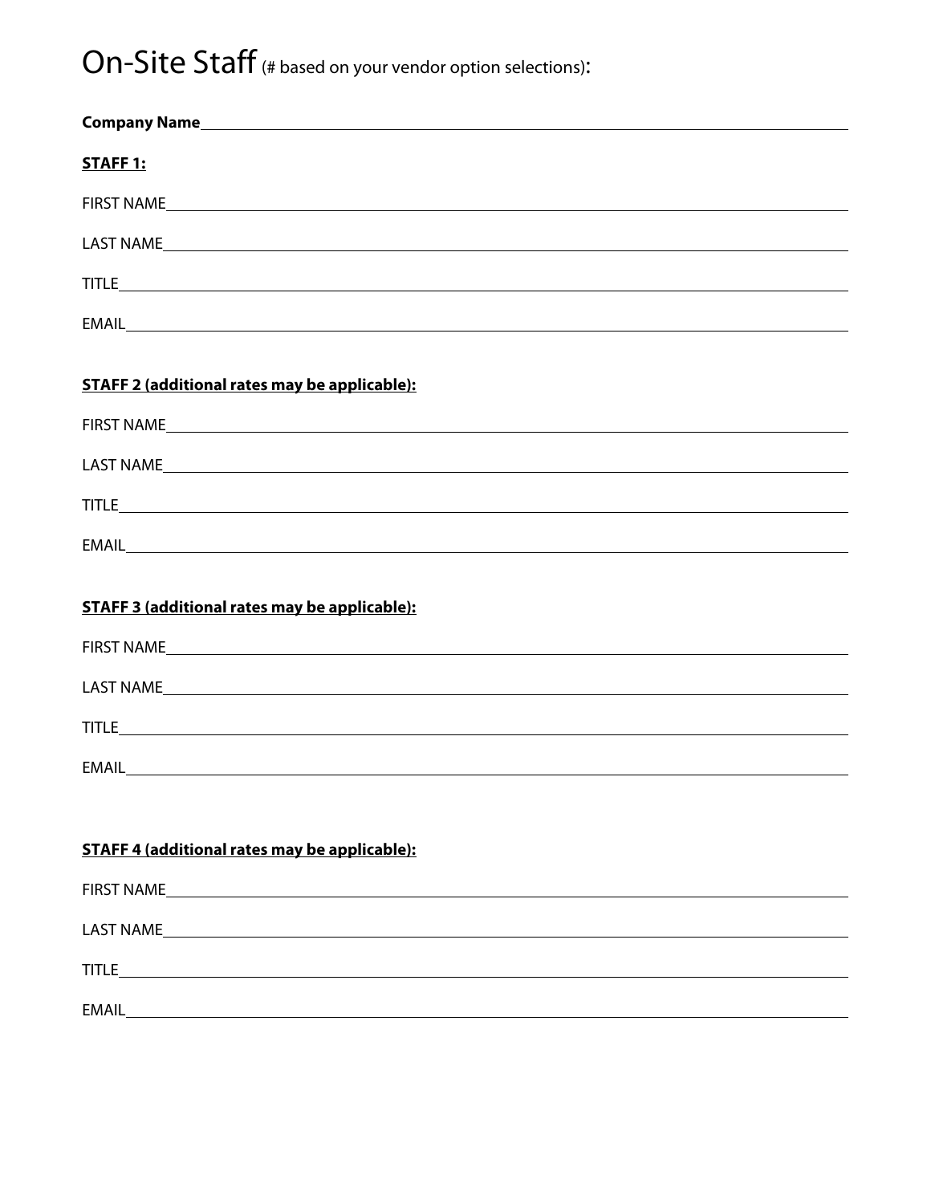# On-Site Staff (# based on your vendor option selections):

**Company Name**\_\_\_\_\_\_\_\_\_\_\_\_\_\_\_\_\_\_\_\_\_\_\_\_\_\_\_\_\_\_\_\_

**STAFF 1:**

FIRST NAME\_\_\_\_\_\_\_\_\_\_\_\_\_\_\_\_\_\_\_\_\_\_\_\_\_\_\_\_\_\_\_\_

LAST NAME\_\_\_\_\_\_\_\_\_\_\_\_\_\_\_\_\_\_\_\_\_\_\_\_\_\_\_\_\_\_\_\_

TITLE\_\_\_\_\_\_\_\_\_\_\_\_\_\_\_\_\_\_\_\_\_\_\_\_\_\_\_\_\_\_\_\_

EMAIL\_\_\_\_\_\_\_\_\_\_\_\_\_\_\_\_\_\_\_\_\_\_\_\_\_\_\_\_\_\_\_\_

**STAFF 2 (additional rates may be applicable):**

FIRST NAME\_\_\_\_\_\_\_\_\_\_\_\_\_\_\_\_\_\_\_\_\_\_\_\_\_\_\_\_\_\_\_\_

LAST NAME\_\_\_\_\_\_\_\_\_\_\_\_\_\_\_\_\_\_\_\_\_\_\_\_\_\_\_\_\_\_\_\_

TITLE\_\_\_\_\_\_\_\_\_\_\_\_\_\_\_\_\_\_\_\_\_\_\_\_\_\_\_\_\_\_\_\_

EMAIL\_\_\_\_\_\_\_\_\_\_\_\_\_\_\_\_\_\_\_\_\_\_\_\_\_\_\_\_\_\_\_\_

**STAFF 3 (additional rates may be applicable):**

FIRST NAME\_\_\_\_\_\_\_\_\_\_\_\_\_\_\_\_\_\_\_\_\_\_\_\_\_\_\_\_\_\_\_\_

LAST NAME\_\_\_\_\_\_\_\_\_\_\_\_\_\_\_\_\_\_\_\_\_\_\_\_\_\_\_\_\_\_\_\_

TITLE\_\_\_\_\_\_\_\_\_\_\_\_\_\_\_\_\_\_\_\_\_\_\_\_\_\_\_\_\_\_\_\_

EMAIL\_\_\_\_\_\_\_\_\_\_\_\_\_\_\_\_\_\_\_\_\_\_\_\_\_\_\_\_\_\_\_\_

**STAFF 4 (additional rates may be applicable):**

FIRST NAME\_\_\_\_\_\_\_\_\_\_\_\_\_\_\_\_\_\_\_\_\_\_\_\_\_\_\_\_\_\_\_\_

LAST NAME\_\_\_\_\_\_\_\_\_\_\_\_\_\_\_\_\_\_\_\_\_\_\_\_\_\_\_\_\_\_\_\_

TITLE\_\_\_\_\_\_\_\_\_\_\_\_\_\_\_\_\_\_\_\_\_\_\_\_\_\_\_\_\_\_\_\_

EMAIL\_\_\_\_\_\_\_\_\_\_\_\_\_\_\_\_\_\_\_\_\_\_\_\_\_\_\_\_\_\_\_\_